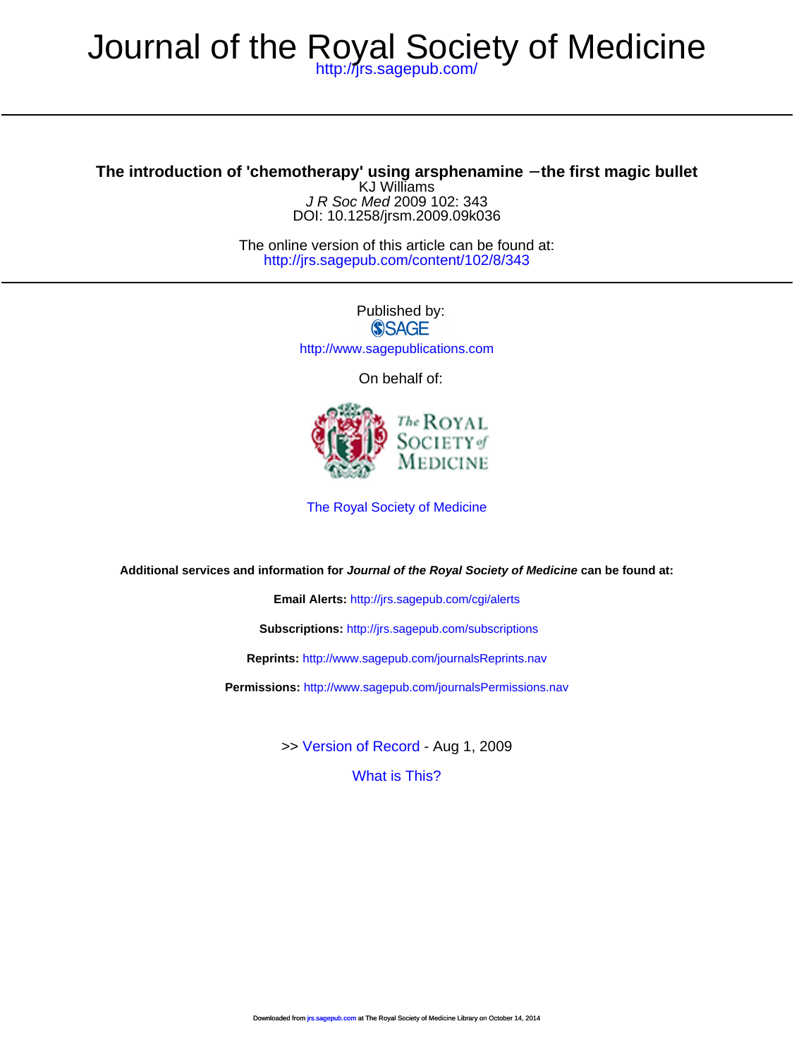# Journal of the Royal Society of Medicine

http://jrs.sagepub.com/

## The introduction of 'chemotherapy' using arsphenamine −the first magic bullet

KJ Williams

*J R Soc Med* 2009 102: 343

DOI: 10.1258/jrsm.2009.09k036

The online version of this article can be found at:

http://jrs.sagepub.com/content/102/8/343

Published by:

SAGE

http://www.sagepublications.com

On behalf of:

The Royal Society of Medicine

The Royal Society of Medicine

**Additional services and information for *Journal of the Royal Society of Medicine* can be found at:**

**Email Alerts:** http://jrs.sagepub.com/cgi/alerts

**Subscriptions:** http://jrs.sagepub.com/subscriptions

**Reprints:** http://www.sagepub.com/journalsReprints.nav

**Permissions:** http://www.sagepub.com/journalsPermissions.nav

>> Version of Record - Aug 1, 2009

What is This?

Downloaded from jrs.sagepub.com at The Royal Society of Medicine Library on October 14, 2014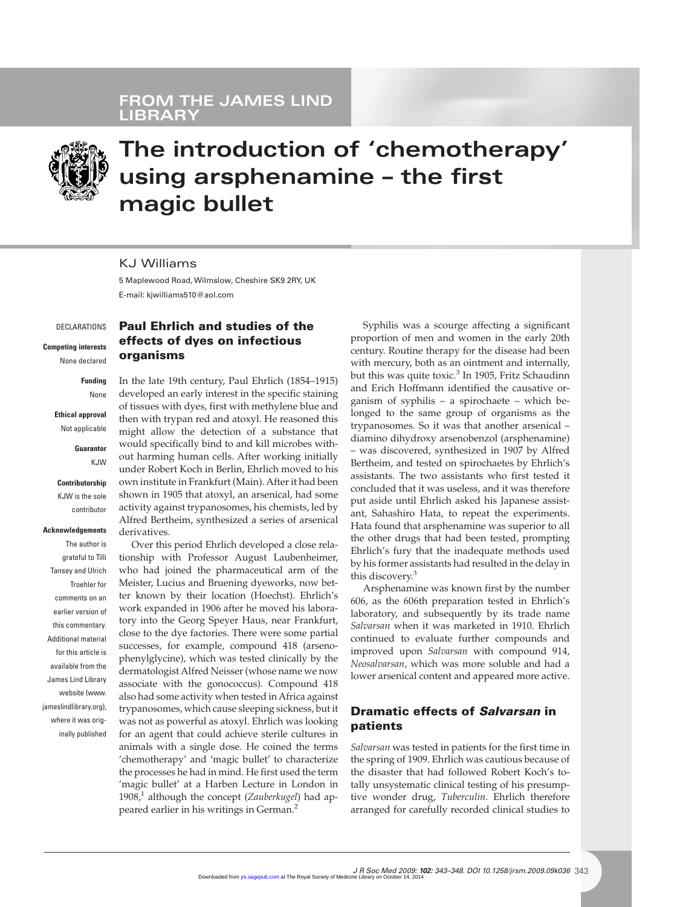FROM THE JAMES LIND LIBRARY

# The introduction of 'chemotherapy' using arsphenamine – the first magic bullet

KJ Williams

5 Maplewood Road, Wilmslow, Cheshire SK9 2RY, UK
E-mail: kjwilliams510@aol.com

DECLARATIONS

**Competing interests**
None declared

**Funding**
None

**Ethical approval**
Not applicable

**Guarantor**
KJW

**Contributorship**
KJW is the sole contributor

**Acknowledgements**
The author is grateful to Tilli Tansey and Ulrich Troehler for comments on an earlier version of this commentary. Additional material for this article is available from the James Lind Library website (www.jameslindlibrary.org), where it was originally published

## Paul Ehrlich and studies of the effects of dyes on infectious organisms

In the late 19th century, Paul Ehrlich (1854–1915) developed an early interest in the specific staining of tissues with dyes, first with methylene blue and then with trypan red and atoxyl. He reasoned this might allow the detection of a substance that would specifically bind to and kill microbes without harming human cells. After working initially under Robert Koch in Berlin, Ehrlich moved to his own institute in Frankfurt (Main). After it had been shown in 1905 that atoxyl, an arsenical, had some activity against trypanosomes, his chemists, led by Alfred Bertheim, synthesized a series of arsenical derivatives.

Over this period Ehrlich developed a close relationship with Professor August Laubenheimer, who had joined the pharmaceutical arm of the Meister, Lucius and Bruening dyeworks, now better known by their location (Hoechst). Ehrlich's work expanded in 1906 after he moved his laboratory into the Georg Speyer Haus, near Frankfurt, close to the dye factories. There were some partial successes, for example, compound 418 (arsenophenylglycine), which was tested clinically by the dermatologist Alfred Neisser (whose name we now associate with the gonococcus). Compound 418 also had some activity when tested in Africa against trypanosomes, which cause sleeping sickness, but it was not as powerful as atoxyl. Ehrlich was looking for an agent that could achieve sterile cultures in animals with a single dose. He coined the terms 'chemotherapy' and 'magic bullet' to characterize the processes he had in mind. He first used the term 'magic bullet' at a Harben Lecture in London in 1908,[1] although the concept (*Zauberkugel*) had appeared earlier in his writings in German.[2]

Syphilis was a scourge affecting a significant proportion of men and women in the early 20th century. Routine therapy for the disease had been with mercury, both as an ointment and internally, but this was quite toxic.[3] In 1905, Fritz Schaudinn and Erich Hoffmann identified the causative organism of syphilis – a spirochaete – which belonged to the same group of organisms as the trypanosomes. So it was that another arsenical – diamino dihydroxy arsenobenzol (arsphenamine) – was discovered, synthesized in 1907 by Alfred Bertheim, and tested on spirochaetes by Ehrlich's assistants. The two assistants who first tested it concluded that it was useless, and it was therefore put aside until Ehrlich asked his Japanese assistant, Sahashiro Hata, to repeat the experiments. Hata found that arsphenamine was superior to all the other drugs that had been tested, prompting Ehrlich's fury that the inadequate methods used by his former assistants had resulted in the delay in this discovery.[3]

Arsphenamine was known first by the number 606, as the 606th preparation tested in Ehrlich's laboratory, and subsequently by its trade name *Salvarsan* when it was marketed in 1910. Ehrlich continued to evaluate further compounds and improved upon *Salvarsan* with compound 914, *Neosalvarsan*, which was more soluble and had a lower arsenical content and appeared more active.

## Dramatic effects of *Salvarsan* in patients

*Salvarsan* was tested in patients for the first time in the spring of 1909. Ehrlich was cautious because of the disaster that had followed Robert Koch's totally unsystematic clinical testing of his presumptive wonder drug, *Tuberculin*. Ehrlich therefore arranged for carefully recorded clinical studies to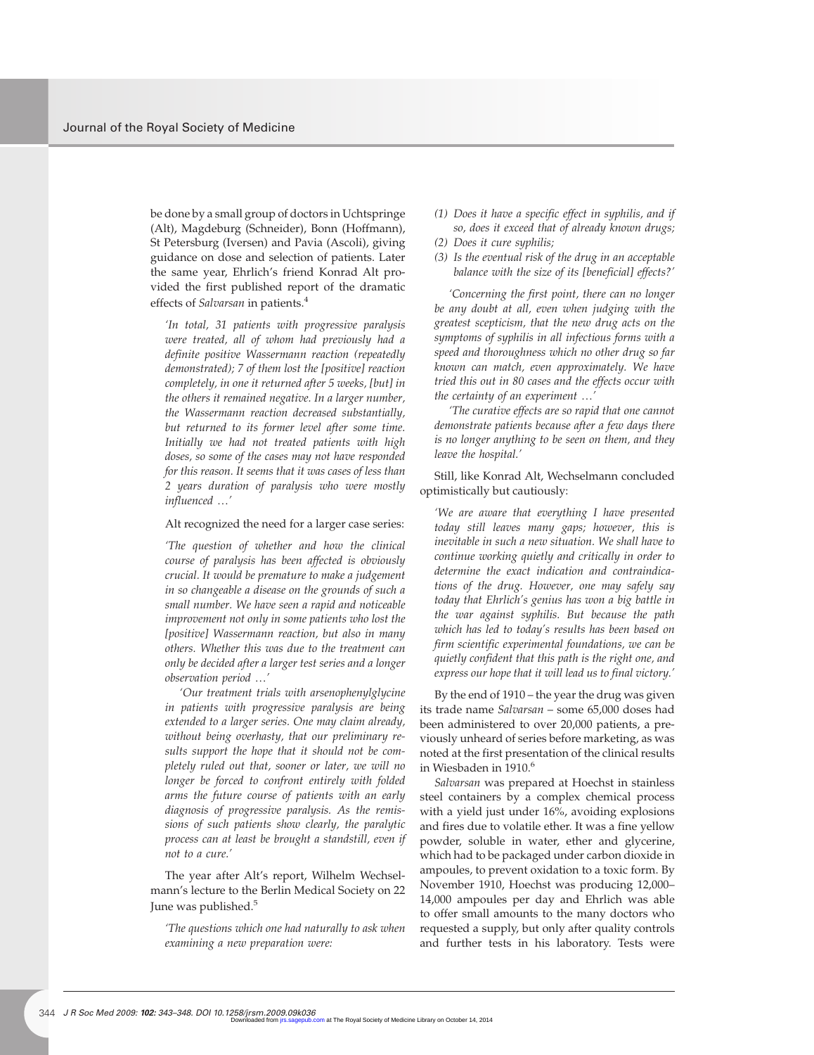be done by a small group of doctors in Uchtspringe (Alt), Magdeburg (Schneider), Bonn (Hoffmann), St Petersburg (Iversen) and Pavia (Ascoli), giving guidance on dose and selection of patients. Later the same year, Ehrlich's friend Konrad Alt provided the first published report of the dramatic effects of *Salvarsan* in patients.[4]

> *'In total, 31 patients with progressive paralysis were treated, all of whom had previously had a definite positive Wassermann reaction (repeatedly demonstrated); 7 of them lost the [positive] reaction completely, in one it returned after 5 weeks, [but] in the others it remained negative. In a larger number, the Wassermann reaction decreased substantially, but returned to its former level after some time. Initially we had not treated patients with high doses, so some of the cases may not have responded for this reason. It seems that it was cases of less than 2 years duration of paralysis who were mostly influenced …'*

Alt recognized the need for a larger case series:

> *'The question of whether and how the clinical course of paralysis has been affected is obviously crucial. It would be premature to make a judgement in so changeable a disease on the grounds of such a small number. We have seen a rapid and noticeable improvement not only in some patients who lost the [positive] Wassermann reaction, but also in many others. Whether this was due to the treatment can only be decided after a larger test series and a longer observation period …'*
>
> *'Our treatment trials with arsenophenylglycine in patients with progressive paralysis are being extended to a larger series. One may claim already, without being overhasty, that our preliminary results support the hope that it should not be completely ruled out that, sooner or later, we will no longer be forced to confront entirely with folded arms the future course of patients with an early diagnosis of progressive paralysis. As the remissions of such patients show clearly, the paralytic process can at least be brought a standstill, even if not to a cure.'*

The year after Alt's report, Wilhelm Wechselmann's lecture to the Berlin Medical Society on 22 June was published.[5]

> *'The questions which one had naturally to ask when examining a new preparation were:*
>
> *(1) Does it have a specific effect in syphilis, and if so, does it exceed that of already known drugs;*
> *(2) Does it cure syphilis;*
> *(3) Is the eventual risk of the drug in an acceptable balance with the size of its [beneficial] effects?'*
>
> *'Concerning the first point, there can no longer be any doubt at all, even when judging with the greatest scepticism, that the new drug acts on the symptoms of syphilis in all infectious forms with a speed and thoroughness which no other drug so far known can match, even approximately. We have tried this out in 80 cases and the effects occur with the certainty of an experiment …'*
>
> *'The curative effects are so rapid that one cannot demonstrate patients because after a few days there is no longer anything to be seen on them, and they leave the hospital.'*

Still, like Konrad Alt, Wechselmann concluded optimistically but cautiously:

> *'We are aware that everything I have presented today still leaves many gaps; however, this is inevitable in such a new situation. We shall have to continue working quietly and critically in order to determine the exact indication and contraindications of the drug. However, one may safely say today that Ehrlich's genius has won a big battle in the war against syphilis. But because the path which has led to today's results has been based on firm scientific experimental foundations, we can be quietly confident that this path is the right one, and express our hope that it will lead us to final victory.'*

By the end of 1910 – the year the drug was given its trade name *Salvarsan* – some 65,000 doses had been administered to over 20,000 patients, a previously unheard of series before marketing, as was noted at the first presentation of the clinical results in Wiesbaden in 1910.[6]

*Salvarsan* was prepared at Hoechst in stainless steel containers by a complex chemical process with a yield just under 16%, avoiding explosions and fires due to volatile ether. It was a fine yellow powder, soluble in water, ether and glycerine, which had to be packaged under carbon dioxide in ampoules, to prevent oxidation to a toxic form. By November 1910, Hoechst was producing 12,000–14,000 ampoules per day and Ehrlich was able to offer small amounts to the many doctors who requested a supply, but only after quality controls and further tests in his laboratory. Tests were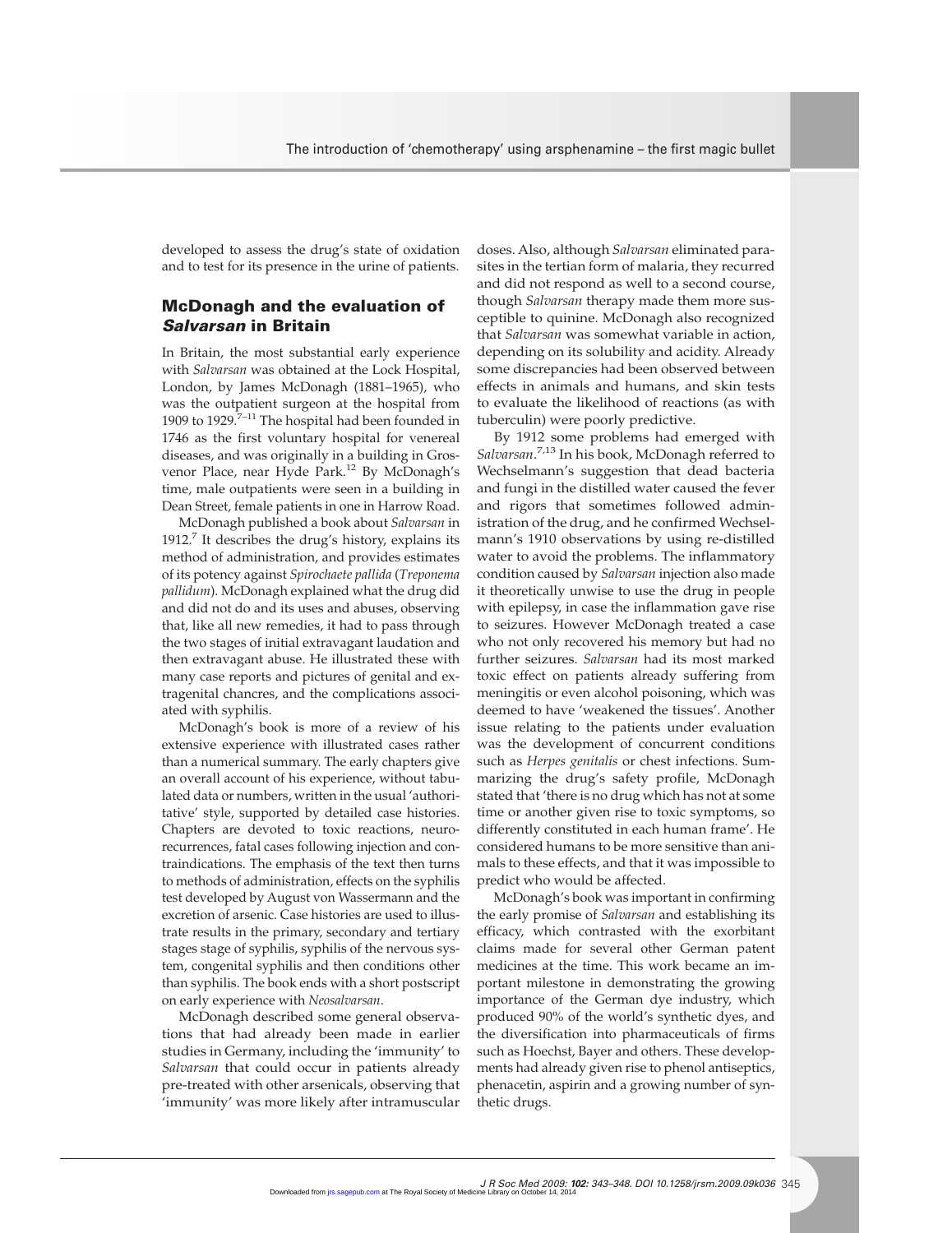developed to assess the drug's state of oxidation and to test for its presence in the urine of patients.

## McDonagh and the evaluation of *Salvarsan* in Britain

In Britain, the most substantial early experience with *Salvarsan* was obtained at the Lock Hospital, London, by James McDonagh (1881–1965), who was the outpatient surgeon at the hospital from 1909 to 1929.[7–11] The hospital had been founded in 1746 as the first voluntary hospital for venereal diseases, and was originally in a building in Grosvenor Place, near Hyde Park.[12] By McDonagh's time, male outpatients were seen in a building in Dean Street, female patients in one in Harrow Road.

McDonagh published a book about *Salvarsan* in 1912.[7] It describes the drug's history, explains its method of administration, and provides estimates of its potency against *Spirochaete pallida* (*Treponema pallidum*). McDonagh explained what the drug did and did not do and its uses and abuses, observing that, like all new remedies, it had to pass through the two stages of initial extravagant laudation and then extravagant abuse. He illustrated these with many case reports and pictures of genital and extragenital chancres, and the complications associated with syphilis.

McDonagh's book is more of a review of his extensive experience with illustrated cases rather than a numerical summary. The early chapters give an overall account of his experience, without tabulated data or numbers, written in the usual 'authoritative' style, supported by detailed case histories. Chapters are devoted to toxic reactions, neurorecurrences, fatal cases following injection and contraindications. The emphasis of the text then turns to methods of administration, effects on the syphilis test developed by August von Wassermann and the excretion of arsenic. Case histories are used to illustrate results in the primary, secondary and tertiary stages stage of syphilis, syphilis of the nervous system, congenital syphilis and then conditions other than syphilis. The book ends with a short postscript on early experience with *Neosalvarsan*.

McDonagh described some general observations that had already been made in earlier studies in Germany, including the 'immunity' to *Salvarsan* that could occur in patients already pre-treated with other arsenicals, observing that 'immunity' was more likely after intramuscular doses. Also, although *Salvarsan* eliminated parasites in the tertian form of malaria, they recurred and did not respond as well to a second course, though *Salvarsan* therapy made them more susceptible to quinine. McDonagh also recognized that *Salvarsan* was somewhat variable in action, depending on its solubility and acidity. Already some discrepancies had been observed between effects in animals and humans, and skin tests to evaluate the likelihood of reactions (as with tuberculin) were poorly predictive.

By 1912 some problems had emerged with *Salvarsan*.[7,13] In his book, McDonagh referred to Wechselmann's suggestion that dead bacteria and fungi in the distilled water caused the fever and rigors that sometimes followed administration of the drug, and he confirmed Wechselmann's 1910 observations by using re-distilled water to avoid the problems. The inflammatory condition caused by *Salvarsan* injection also made it theoretically unwise to use the drug in people with epilepsy, in case the inflammation gave rise to seizures. However McDonagh treated a case who not only recovered his memory but had no further seizures. *Salvarsan* had its most marked toxic effect on patients already suffering from meningitis or even alcohol poisoning, which was deemed to have 'weakened the tissues'. Another issue relating to the patients under evaluation was the development of concurrent conditions such as *Herpes genitalis* or chest infections. Summarizing the drug's safety profile, McDonagh stated that 'there is no drug which has not at some time or another given rise to toxic symptoms, so differently constituted in each human frame'. He considered humans to be more sensitive than animals to these effects, and that it was impossible to predict who would be affected.

McDonagh's book was important in confirming the early promise of *Salvarsan* and establishing its efficacy, which contrasted with the exorbitant claims made for several other German patent medicines at the time. This work became an important milestone in demonstrating the growing importance of the German dye industry, which produced 90% of the world's synthetic dyes, and the diversification into pharmaceuticals of firms such as Hoechst, Bayer and others. These developments had already given rise to phenol antiseptics, phenacetin, aspirin and a growing number of synthetic drugs.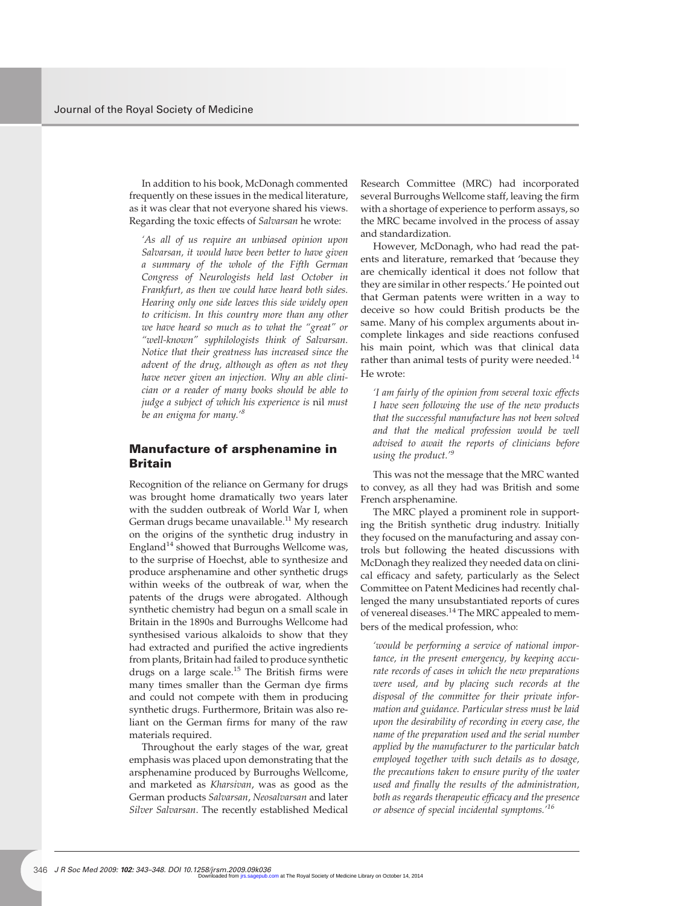In addition to his book, McDonagh commented frequently on these issues in the medical literature, as it was clear that not everyone shared his views. Regarding the toxic effects of *Salvarsan* he wrote:

> *'As all of us require an unbiased opinion upon Salvarsan, it would have been better to have given a summary of the whole of the Fifth German Congress of Neurologists held last October in Frankfurt, as then we could have heard both sides. Hearing only one side leaves this side widely open to criticism. In this country more than any other we have heard so much as to what the "great" or "well-known" syphilologists think of Salvarsan. Notice that their greatness has increased since the advent of the drug, although as often as not they have never given an injection. Why an able clinician or a reader of many books should be able to judge a subject of which his experience is* nil *must be an enigma for many.'*[8]

## Manufacture of arsphenamine in Britain

Recognition of the reliance on Germany for drugs was brought home dramatically two years later with the sudden outbreak of World War I, when German drugs became unavailable.[11] My research on the origins of the synthetic drug industry in England[14] showed that Burroughs Wellcome was, to the surprise of Hoechst, able to synthesize and produce arsphenamine and other synthetic drugs within weeks of the outbreak of war, when the patents of the drugs were abrogated. Although synthetic chemistry had begun on a small scale in Britain in the 1890s and Burroughs Wellcome had synthesised various alkaloids to show that they had extracted and purified the active ingredients from plants, Britain had failed to produce synthetic drugs on a large scale.[15] The British firms were many times smaller than the German dye firms and could not compete with them in producing synthetic drugs. Furthermore, Britain was also reliant on the German firms for many of the raw materials required.

Throughout the early stages of the war, great emphasis was placed upon demonstrating that the arsphenamine produced by Burroughs Wellcome, and marketed as *Kharsivan*, was as good as the German products *Salvarsan*, *Neosalvarsan* and later *Silver Salvarsan*. The recently established Medical Research Committee (MRC) had incorporated several Burroughs Wellcome staff, leaving the firm with a shortage of experience to perform assays, so the MRC became involved in the process of assay and standardization.

However, McDonagh, who had read the patents and literature, remarked that 'because they are chemically identical it does not follow that they are similar in other respects.' He pointed out that German patents were written in a way to deceive so how could British products be the same. Many of his complex arguments about incomplete linkages and side reactions confused his main point, which was that clinical data rather than animal tests of purity were needed.[14] He wrote:

> *'I am fairly of the opinion from several toxic effects I have seen following the use of the new products that the successful manufacture has not been solved and that the medical profession would be well advised to await the reports of clinicians before using the product.'*[9]

This was not the message that the MRC wanted to convey, as all they had was British and some French arsphenamine.

The MRC played a prominent role in supporting the British synthetic drug industry. Initially they focused on the manufacturing and assay controls but following the heated discussions with McDonagh they realized they needed data on clinical efficacy and safety, particularly as the Select Committee on Patent Medicines had recently challenged the many unsubstantiated reports of cures of venereal diseases.[14] The MRC appealed to members of the medical profession, who:

> *'would be performing a service of national importance, in the present emergency, by keeping accurate records of cases in which the new preparations were used, and by placing such records at the disposal of the committee for their private information and guidance. Particular stress must be laid upon the desirability of recording in every case, the name of the preparation used and the serial number applied by the manufacturer to the particular batch employed together with such details as to dosage, the precautions taken to ensure purity of the water used and finally the results of the administration, both as regards therapeutic efficacy and the presence or absence of special incidental symptoms.'*[16]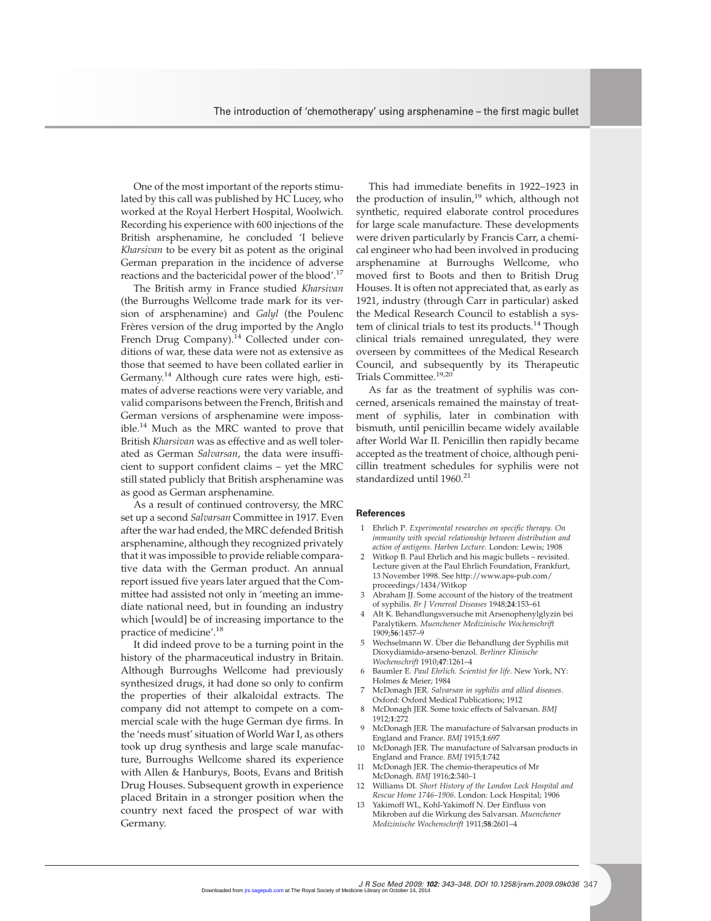One of the most important of the reports stimulated by this call was published by HC Lucey, who worked at the Royal Herbert Hospital, Woolwich. Recording his experience with 600 injections of the British arsphenamine, he concluded 'I believe *Kharsivan* to be every bit as potent as the original German preparation in the incidence of adverse reactions and the bactericidal power of the blood'.[17]

The British army in France studied *Kharsivan* (the Burroughs Wellcome trade mark for its version of arsphenamine) and *Galyl* (the Poulenc Frères version of the drug imported by the Anglo French Drug Company).[14] Collected under conditions of war, these data were not as extensive as those that seemed to have been collated earlier in Germany.[14] Although cure rates were high, estimates of adverse reactions were very variable, and valid comparisons between the French, British and German versions of arsphenamine were impossible.[14] Much as the MRC wanted to prove that British *Kharsivan* was as effective and as well tolerated as German *Salvarsan*, the data were insufficient to support confident claims – yet the MRC still stated publicly that British arsphenamine was as good as German arsphenamine.

As a result of continued controversy, the MRC set up a second *Salvarsan* Committee in 1917. Even after the war had ended, the MRC defended British arsphenamine, although they recognized privately that it was impossible to provide reliable comparative data with the German product. An annual report issued five years later argued that the Committee had assisted not only in 'meeting an immediate national need, but in founding an industry which [would] be of increasing importance to the practice of medicine'.[18]

It did indeed prove to be a turning point in the history of the pharmaceutical industry in Britain. Although Burroughs Wellcome had previously synthesized drugs, it had done so only to confirm the properties of their alkaloidal extracts. The company did not attempt to compete on a commercial scale with the huge German dye firms. In the 'needs must' situation of World War I, as others took up drug synthesis and large scale manufacture, Burroughs Wellcome shared its experience with Allen & Hanburys, Boots, Evans and British Drug Houses. Subsequent growth in experience placed Britain in a stronger position when the country next faced the prospect of war with Germany.

This had immediate benefits in 1922–1923 in the production of insulin,[19] which, although not synthetic, required elaborate control procedures for large scale manufacture. These developments were driven particularly by Francis Carr, a chemical engineer who had been involved in producing arsphenamine at Burroughs Wellcome, who moved first to Boots and then to British Drug Houses. It is often not appreciated that, as early as 1921, industry (through Carr in particular) asked the Medical Research Council to establish a system of clinical trials to test its products.[14] Though clinical trials remained unregulated, they were overseen by committees of the Medical Research Council, and subsequently by its Therapeutic Trials Committee.[19,20]

As far as the treatment of syphilis was concerned, arsenicals remained the mainstay of treatment of syphilis, later in combination with bismuth, until penicillin became widely available after World War II. Penicillin then rapidly became accepted as the treatment of choice, although penicillin treatment schedules for syphilis were not standardized until 1960.[21]

## References

1. Ehrlich P. *Experimental researches on specific therapy. On immunity with special relationship between distribution and action of antigens. Harben Lecture.* London: Lewis; 1908
2. Witkop B. Paul Ehrlich and his magic bullets – revisited. Lecture given at the Paul Ehrlich Foundation, Frankfurt, 13 November 1998. See http://www.aps-pub.com/proceedings/1434/Witkop
3. Abraham JJ. Some account of the history of the treatment of syphilis. *Br J Venereal Diseases* 1948;**24**:153–61
4. Alt K. Behandlungsversuche mit Arsenophenylglyzin bei Paralytikern. *Muenchener Medizinische Wochenschrift* 1909;**56**:1457–9
5. Wechselmann W. Über die Behandlung der Syphilis mit Dioxydiamido-arseno-benzol. *Berliner Klinische Wochenschrift* 1910;**47**:1261–4
6. Baumler E. *Paul Ehrlich. Scientist for life*. New York, NY: Holmes & Meier; 1984
7. McDonagh JER. *Salvarsan in syphilis and allied diseases*. Oxford: Oxford Medical Publications; 1912
8. McDonagh JER. Some toxic effects of Salvarsan. *BMJ* 1912;**1**:272
9. McDonagh JER. The manufacture of Salvarsan products in England and France. *BMJ* 1915;**1**:697
10. McDonagh JER. The manufacture of Salvarsan products in England and France. *BMJ* 1915;**1**:742
11. McDonagh JER. The chemio-therapeutics of Mr McDonagh. *BMJ* 1916;**2**:340–1
12. Williams DI. *Short History of the London Lock Hospital and Rescue Home 1746–1906*. London: Lock Hospital; 1906
13. Yakimoff WL, Kohl-Yakimoff N. Der Einfluss von Mikroben auf die Wirkung des Salvarsan. *Muenchener Medizinische Wochenschrift* 1911;**58**:2601–4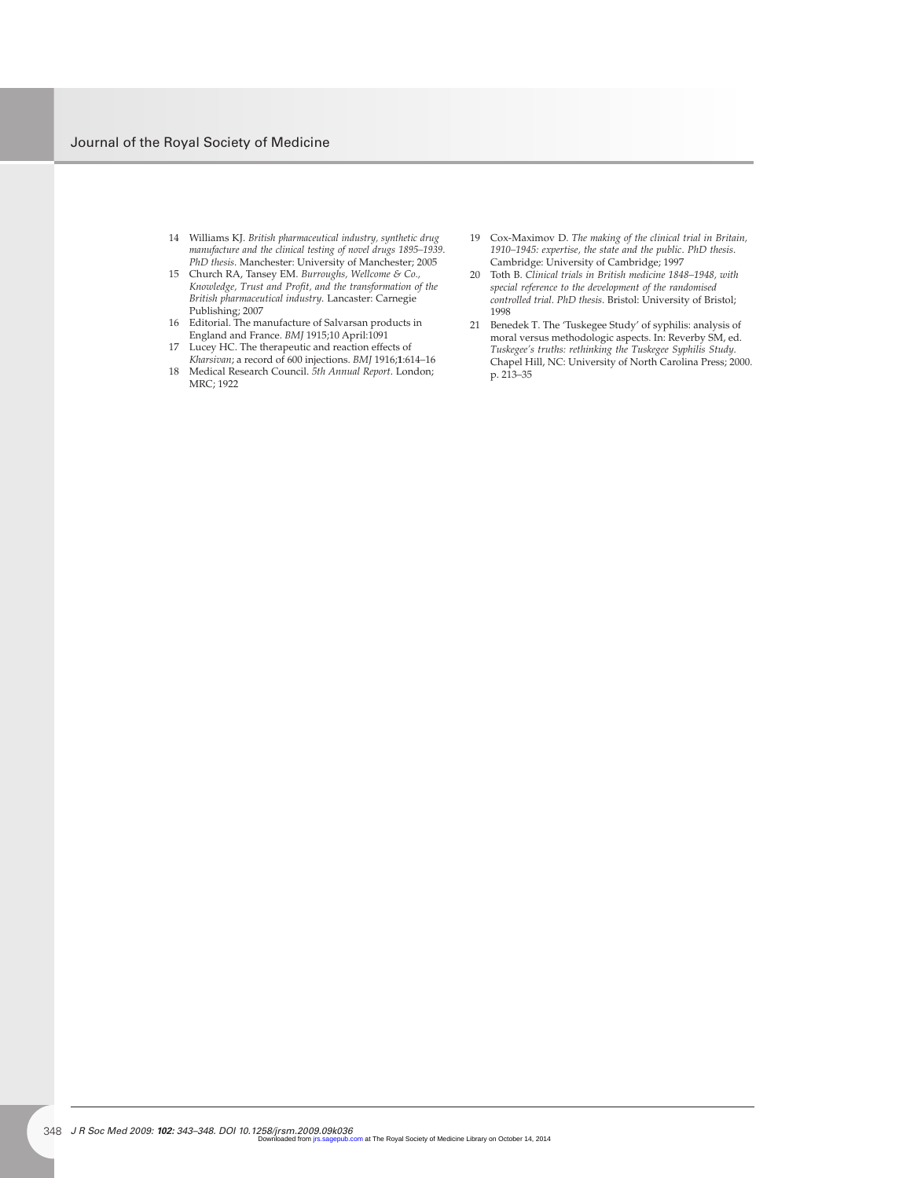14 Williams KJ. *British pharmaceutical industry, synthetic drug manufacture and the clinical testing of novel drugs 1895–1939. PhD thesis*. Manchester: University of Manchester; 2005

15 Church RA, Tansey EM. *Burroughs, Wellcome & Co., Knowledge, Trust and Profit, and the transformation of the British pharmaceutical industry*. Lancaster: Carnegie Publishing; 2007

16 Editorial. The manufacture of Salvarsan products in England and France. *BMJ* 1915;10 April:1091

17 Lucey HC. The therapeutic and reaction effects of *Kharsivan*; a record of 600 injections. *BMJ* 1916;**1**:614–16

18 Medical Research Council. *5th Annual Report*. London; MRC; 1922

19 Cox-Maximov D. *The making of the clinical trial in Britain, 1910–1945: expertise, the state and the public. PhD thesis*. Cambridge: University of Cambridge; 1997

20 Toth B. *Clinical trials in British medicine 1848–1948, with special reference to the development of the randomised controlled trial. PhD thesis*. Bristol: University of Bristol; 1998

21 Benedek T. The 'Tuskegee Study' of syphilis: analysis of moral versus methodologic aspects. In: Reverby SM, ed. *Tuskegee's truths: rethinking the Tuskegee Syphilis Study*. Chapel Hill, NC: University of North Carolina Press; 2000. p. 213–35